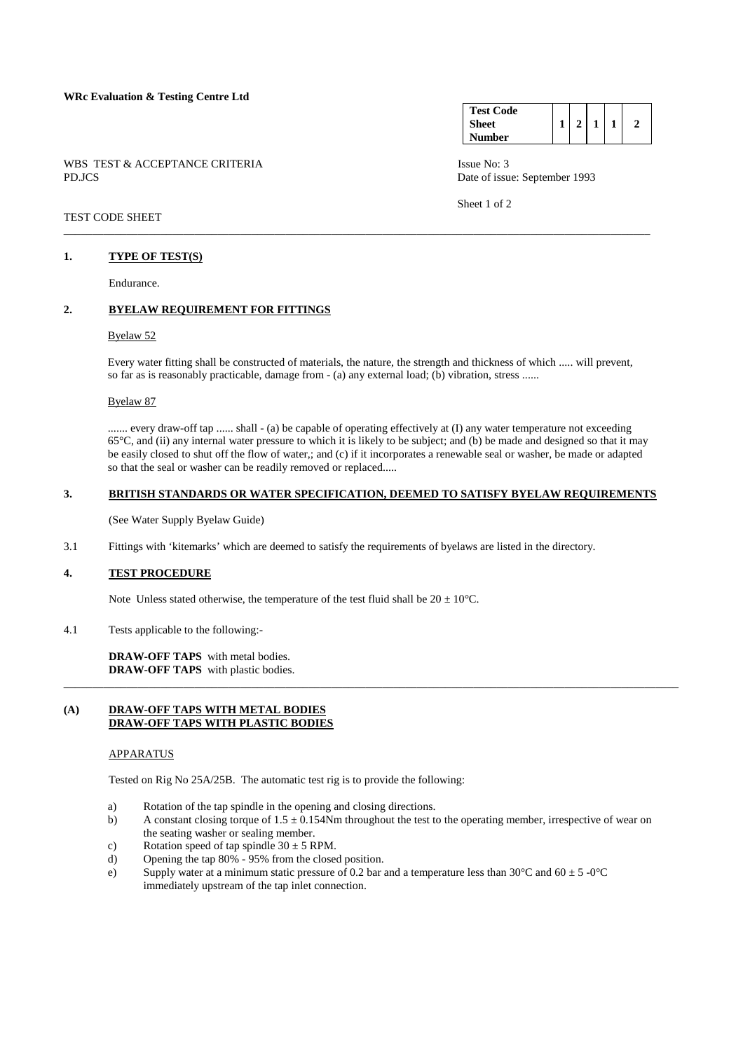**WRc Evaluation & Testing Centre Ltd**

| Test Code Sheet Number | 1 | 2 | 1 | 1 | 2 |
|---|---|---|---|---|---|

WBS TEST & ACCEPTANCE CRITERIA
PD.JCS

Issue No: 3
Date of issue: September 1993

TEST CODE SHEET

---

## 1. TYPE OF TEST(S)

Endurance.

## 2. BYELAW REQUIREMENT FOR FITTINGS

Byelaw 52

Every water fitting shall be constructed of materials, the nature, the strength and thickness of which ..... will prevent, so far as is reasonably practicable, damage from - (a) any external load; (b) vibration, stress ......

Byelaw 87

....... every draw-off tap ...... shall - (a) be capable of operating effectively at (I) any water temperature not exceeding 65°C, and (ii) any internal water pressure to which it is likely to be subject; and (b) be made and designed so that it may be easily closed to shut off the flow of water,; and (c) if it incorporates a renewable seal or washer, be made or adapted so that the seal or washer can be readily removed or replaced.....

## 3. BRITISH STANDARDS OR WATER SPECIFICATION, DEEMED TO SATISFY BYELAW REQUIREMENTS

(See Water Supply Byelaw Guide)

3.1 Fittings with 'kitemarks' which are deemed to satisfy the requirements of byelaws are listed in the directory.

## 4. TEST PROCEDURE

Note Unless stated otherwise, the temperature of the test fluid shall be $20 \pm 10$°C.

4.1 Tests applicable to the following:-

**DRAW-OFF TAPS** with metal bodies.
**DRAW-OFF TAPS** with plastic bodies.

---

## (A) DRAW-OFF TAPS WITH METAL BODIES DRAW-OFF TAPS WITH PLASTIC BODIES

APPARATUS

Tested on Rig No 25A/25B. The automatic test rig is to provide the following:

a) Rotation of the tap spindle in the opening and closing directions.
b) A constant closing torque of $1.5 \pm 0.154$Nm throughout the test to the operating member, irrespective of wear on the seating washer or sealing member.
c) Rotation speed of tap spindle $30 \pm 5$ RPM.
d) Opening the tap 80% - 95% from the closed position.
e) Supply water at a minimum static pressure of 0.2 bar and a temperature less than 30°C and $60 \pm 5$ -0°C immediately upstream of the tap inlet connection.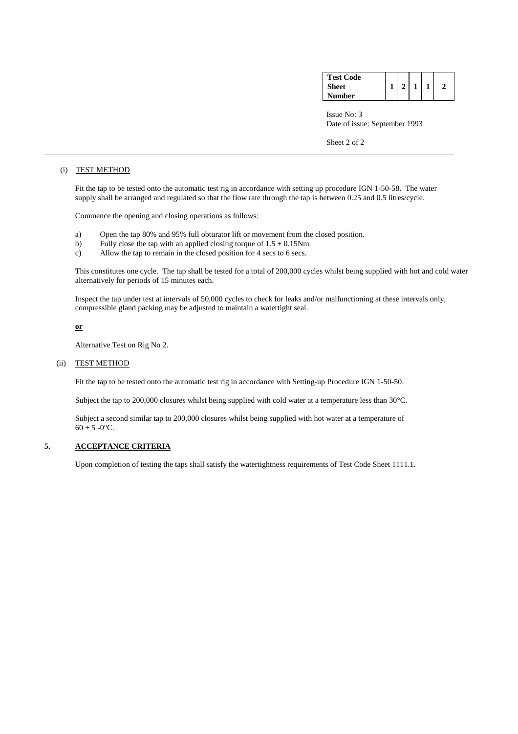| Test Code Sheet Number | 1 | 2 | 1 | 1 | 2 |
|---|---|---|---|---|---|

Issue No: 3
Date of issue: September 1993

(i) TEST METHOD

Fit the tap to be tested onto the automatic test rig in accordance with setting up procedure IGN 1-50-58. The water supply shall be arranged and regulated so that the flow rate through the tap is between 0.25 and 0.5 litres/cycle.

Commence the opening and closing operations as follows:

a) Open the tap 80% and 95% full obturator lift or movement from the closed position.
b) Fully close the tap with an applied closing torque of $1.5 \pm 0.15$Nm.
c) Allow the tap to remain in the closed position for 4 secs to 6 secs.

This constitutes one cycle. The tap shall be tested for a total of 200,000 cycles whilst being supplied with hot and cold water alternatively for periods of 15 minutes each.

Inspect the tap under test at intervals of 50,000 cycles to check for leaks and/or malfunctioning at these intervals only, compressible gland packing may be adjusted to maintain a watertight seal.

**or**

Alternative Test on Rig No 2.

(ii) TEST METHOD

Fit the tap to be tested onto the automatic test rig in accordance with Setting-up Procedure IGN 1-50-50.

Subject the tap to 200,000 closures whilst being supplied with cold water at a temperature less than 30°C.

Subject a second similar tap to 200,000 closures whilst being supplied with hot water at a temperature of $60 + 5$ $-0$°C.

## 5. ACCEPTANCE CRITERIA

Upon completion of testing the taps shall satisfy the watertightness requirements of Test Code Sheet 1111.1.